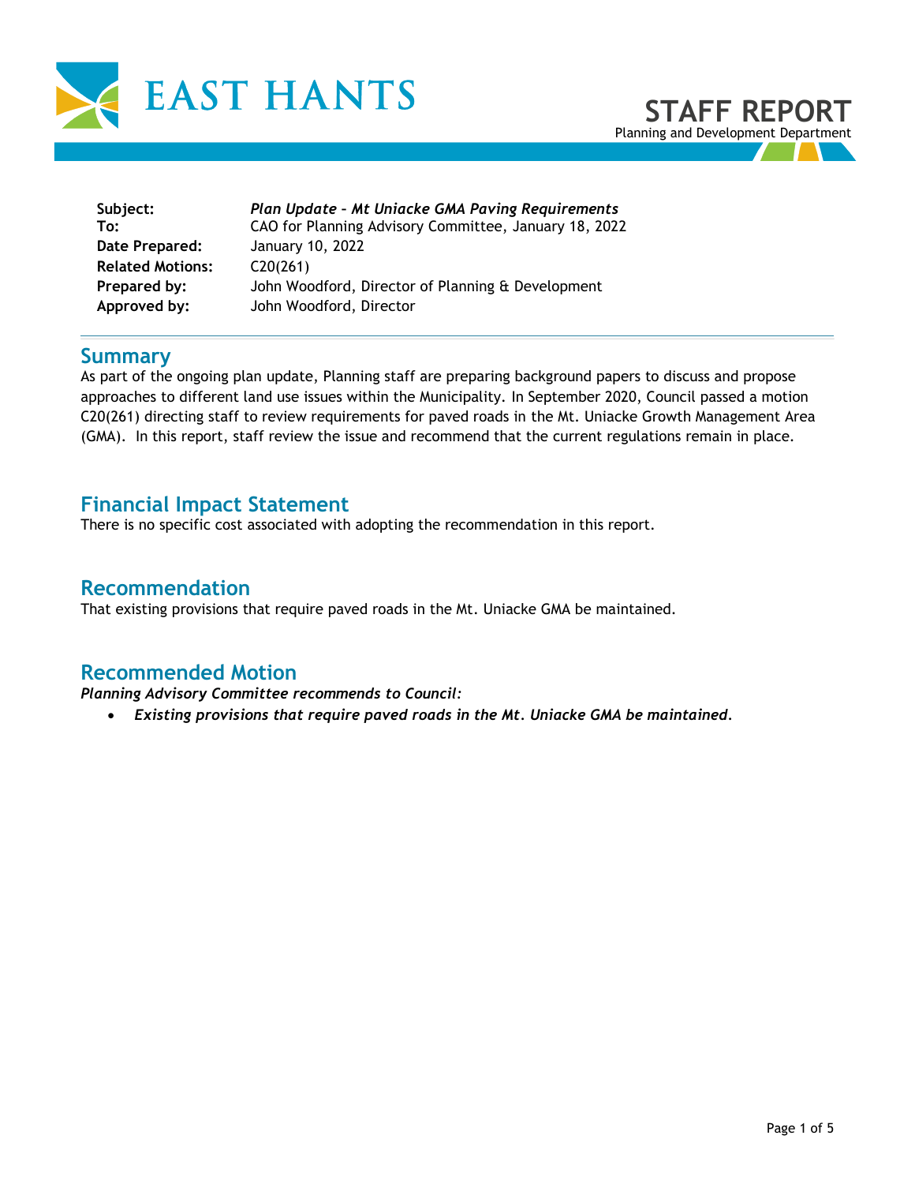# EAST HANTS

## STAFF REPORT

Planning and Development Department

| | |
|---|---|
| **Subject:** | ***Plan Update – Mt Uniacke GMA Paving Requirements*** |
| **To:** | CAO for Planning Advisory Committee, January 18, 2022 |
| **Date Prepared:** | January 10, 2022 |
| **Related Motions:** | C20(261) |
| **Prepared by:** | John Woodford, Director of Planning & Development |
| **Approved by:** | John Woodford, Director |

## Summary

As part of the ongoing plan update, Planning staff are preparing background papers to discuss and propose approaches to different land use issues within the Municipality. In September 2020, Council passed a motion C20(261) directing staff to review requirements for paved roads in the Mt. Uniacke Growth Management Area (GMA). In this report, staff review the issue and recommend that the current regulations remain in place.

## Financial Impact Statement

There is no specific cost associated with adopting the recommendation in this report.

## Recommendation

That existing provisions that require paved roads in the Mt. Uniacke GMA be maintained.

## Recommended Motion

***Planning Advisory Committee recommends to Council:***

- ***Existing provisions that require paved roads in the Mt. Uniacke GMA be maintained.***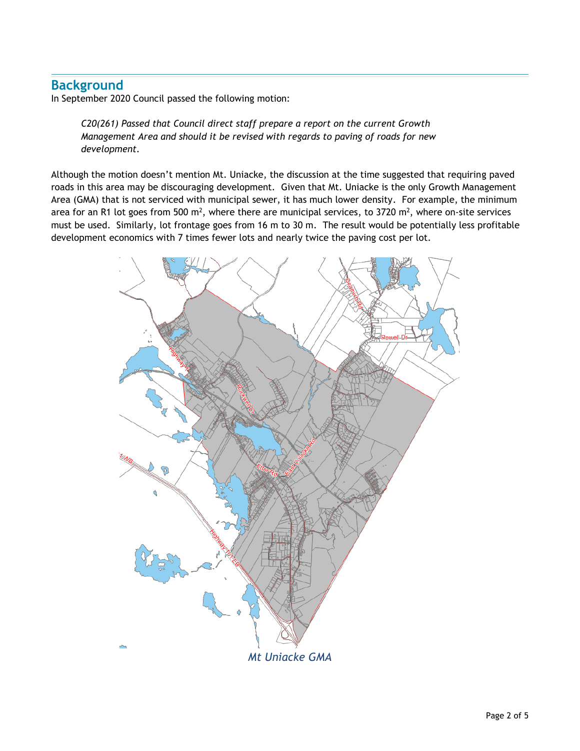## Background

In September 2020 Council passed the following motion:

> *C20(261) Passed that Council direct staff prepare a report on the current Growth Management Area and should it be revised with regards to paving of roads for new development.*

Although the motion doesn't mention Mt. Uniacke, the discussion at the time suggested that requiring paved roads in this area may be discouraging development. Given that Mt. Uniacke is the only Growth Management Area (GMA) that is not serviced with municipal sewer, it has much lower density. For example, the minimum area for an R1 lot goes from 500 m$^2$, where there are municipal services, to 3720 m$^2$, where on-site services must be used. Similarly, lot frontage goes from 16 m to 30 m. The result would be potentially less profitable development economics with 7 times fewer lots and nearly twice the paving cost per lot.

*Mt Uniacke GMA*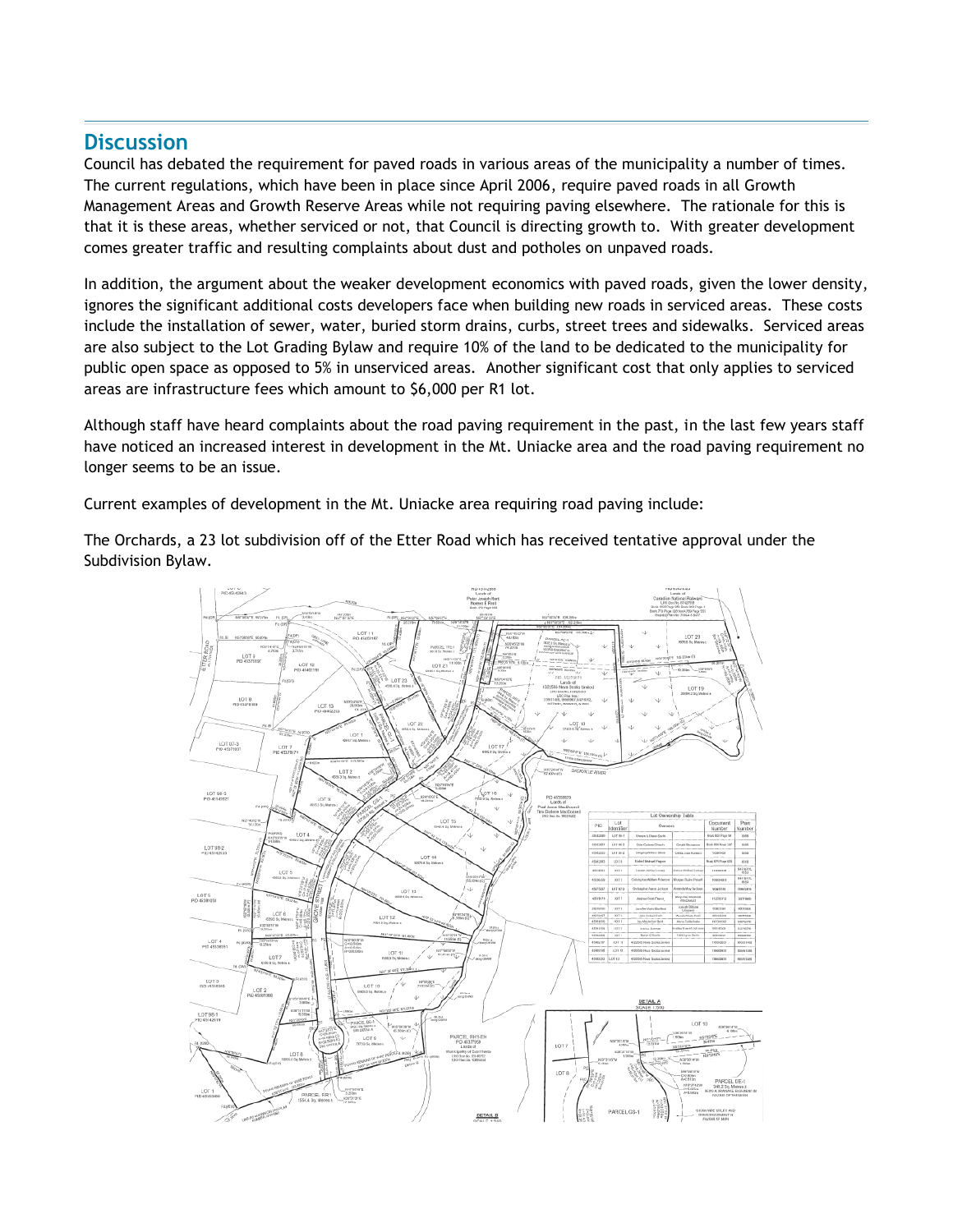## Discussion

Council has debated the requirement for paved roads in various areas of the municipality a number of times. The current regulations, which have been in place since April 2006, require paved roads in all Growth Management Areas and Growth Reserve Areas while not requiring paving elsewhere. The rationale for this is that it is these areas, whether serviced or not, that Council is directing growth to. With greater development comes greater traffic and resulting complaints about dust and potholes on unpaved roads.

In addition, the argument about the weaker development economics with paved roads, given the lower density, ignores the significant additional costs developers face when building new roads in serviced areas. These costs include the installation of sewer, water, buried storm drains, curbs, street trees and sidewalks. Serviced areas are also subject to the Lot Grading Bylaw and require 10% of the land to be dedicated to the municipality for public open space as opposed to 5% in unserviced areas. Another significant cost that only applies to serviced areas are infrastructure fees which amount to $6,000 per R1 lot.

Although staff have heard complaints about the road paving requirement in the past, in the last few years staff have noticed an increased interest in development in the Mt. Uniacke area and the road paving requirement no longer seems to be an issue.

Current examples of development in the Mt. Uniacke area requiring road paving include:

The Orchards, a 23 lot subdivision off of the Etter Road which has received tentative approval under the Subdivision Bylaw.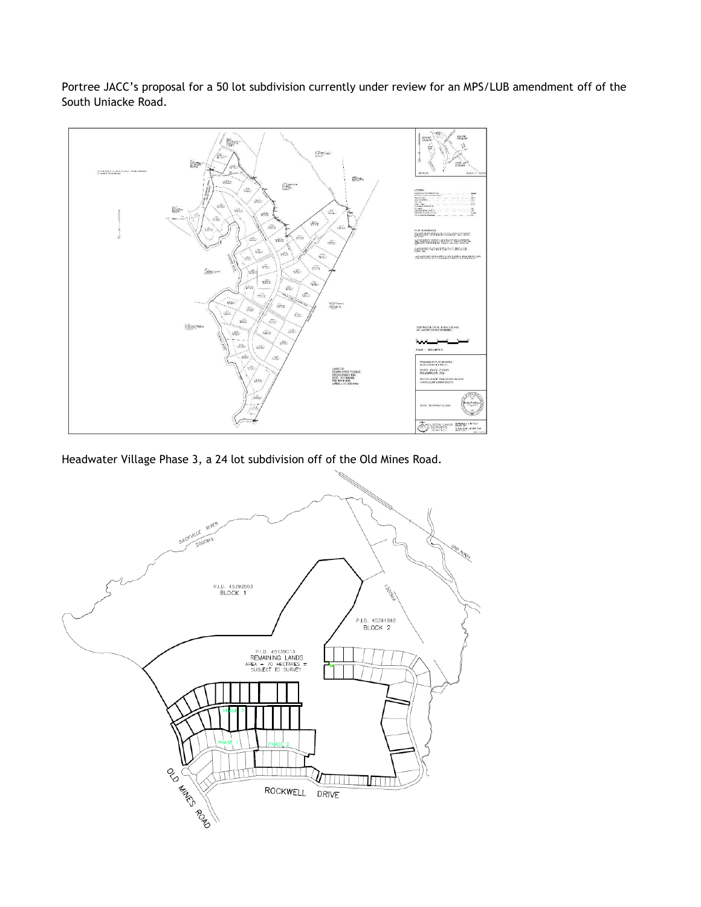Portree JACC's proposal for a 50 lot subdivision currently under review for an MPS/LUB amendment off of the South Uniacke Road.

Headwater Village Phase 3, a 24 lot subdivision off of the Old Mines Road.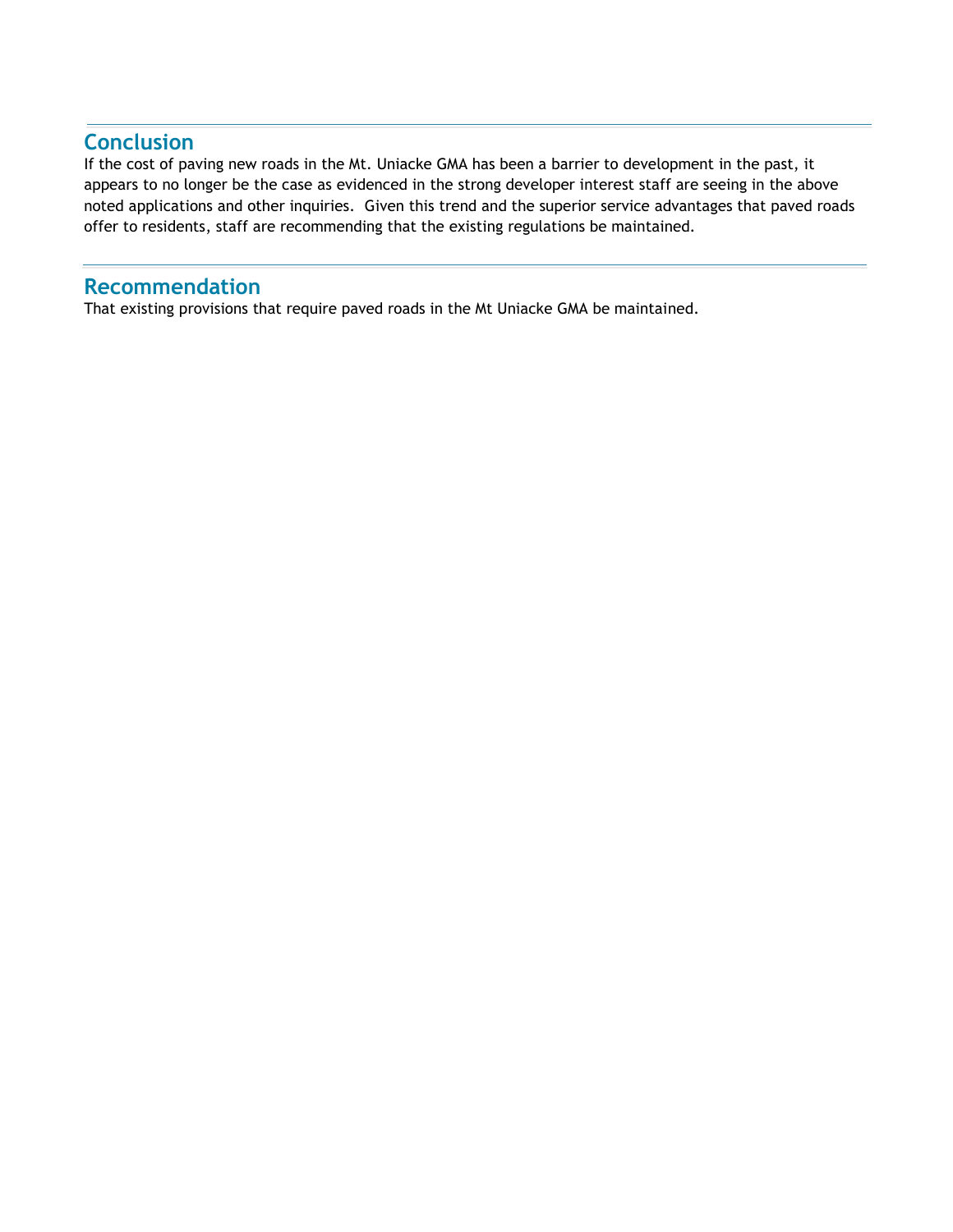## Conclusion

If the cost of paving new roads in the Mt. Uniacke GMA has been a barrier to development in the past, it appears to no longer be the case as evidenced in the strong developer interest staff are seeing in the above noted applications and other inquiries.  Given this trend and the superior service advantages that paved roads offer to residents, staff are recommending that the existing regulations be maintained.

## Recommendation

That existing provisions that require paved roads in the Mt Uniacke GMA be maintained.